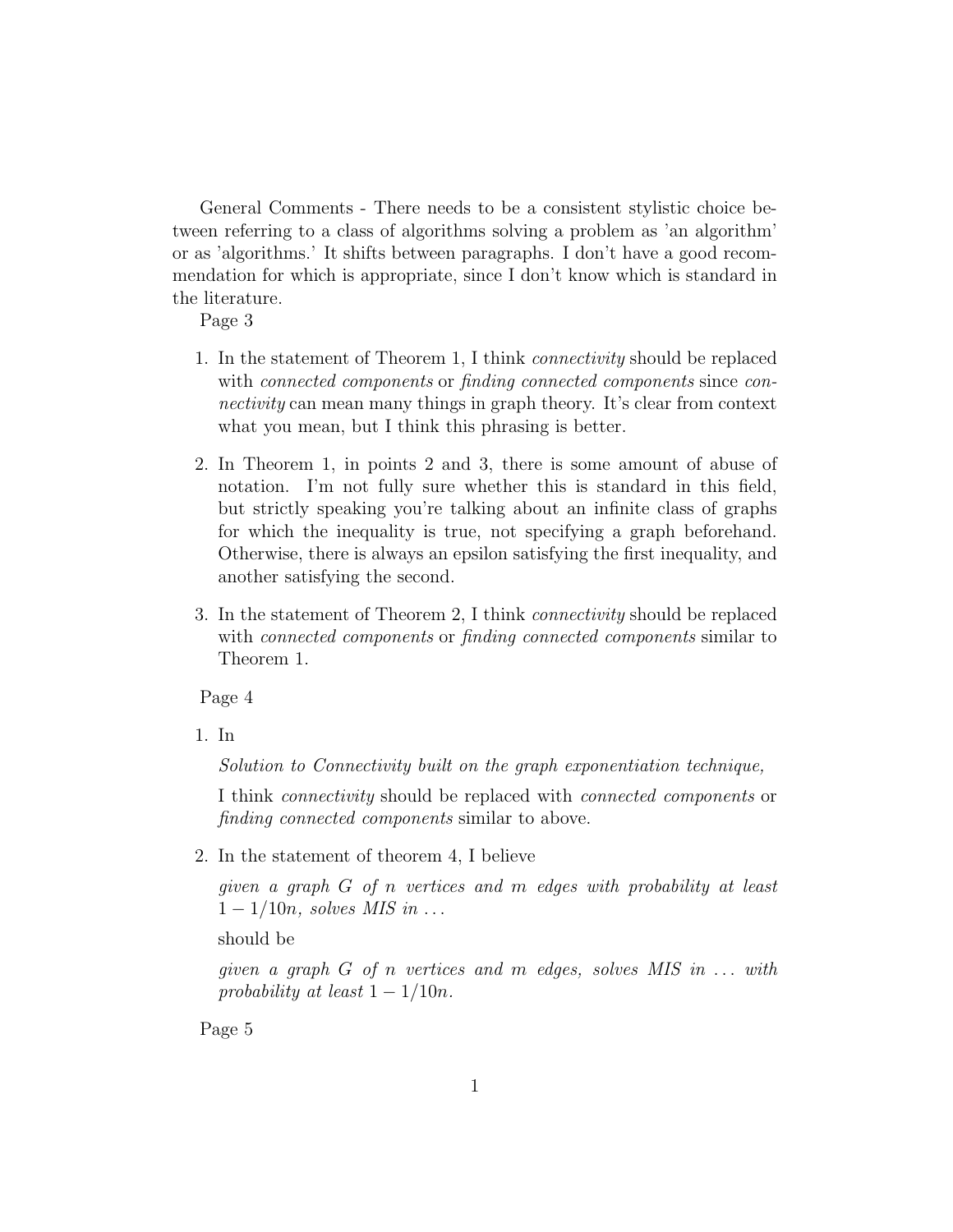General Comments - There needs to be a consistent stylistic choice between referring to a class of algorithms solving a problem as 'an algorithm' or as 'algorithms.' It shifts between paragraphs. I don't have a good recommendation for which is appropriate, since I don't know which is standard in the literature.

Page 3

1. In the statement of Theorem 1, I think *connectivity* should be replaced with *connected components* or *finding connected components* since *connectivity* can mean many things in graph theory. It's clear from context what you mean, but I think this phrasing is better.

2. In Theorem 1, in points 2 and 3, there is some amount of abuse of notation. I'm not fully sure whether this is standard in this field, but strictly speaking you're talking about an infinite class of graphs for which the inequality is true, not specifying a graph beforehand. Otherwise, there is always an epsilon satisfying the first inequality, and another satisfying the second.

3. In the statement of Theorem 2, I think *connectivity* should be replaced with *connected components* or *finding connected components* similar to Theorem 1.

Page 4

1. In

   *Solution to Connectivity built on the graph exponentiation technique,*

   I think *connectivity* should be replaced with *connected components* or *finding connected components* similar to above.

2. In the statement of theorem 4, I believe

   *given a graph $G$ of $n$ vertices and $m$ edges with probability at least $1 - 1/10n$, solves MIS in ...*

   should be

   *given a graph $G$ of $n$ vertices and $m$ edges, solves MIS in ... with probability at least $1 - 1/10n$.*

Page 5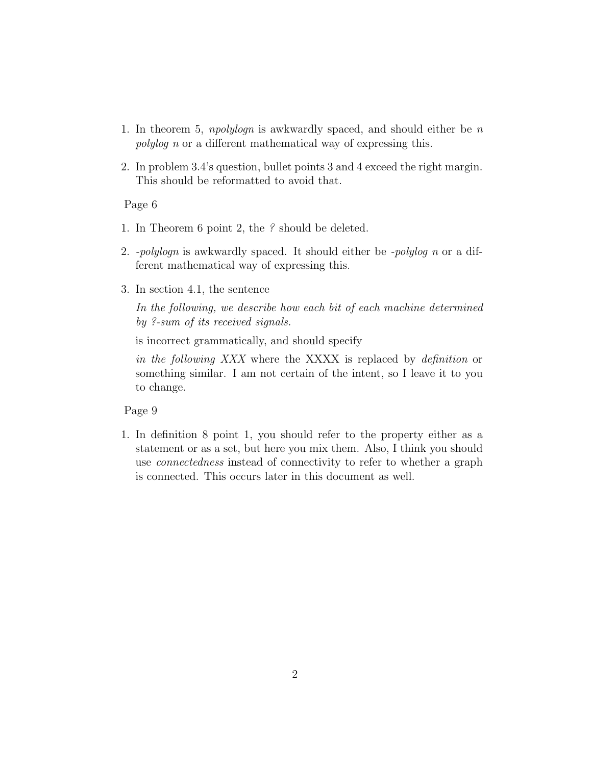1. In theorem 5, *npolylogn* is awkwardly spaced, and should either be *n polylog n* or a different mathematical way of expressing this.

2. In problem 3.4's question, bullet points 3 and 4 exceed the right margin. This should be reformatted to avoid that.

Page 6

1. In Theorem 6 point 2, the *?* should be deleted.

2. *-polylogn* is awkwardly spaced. It should either be *-polylog n* or a different mathematical way of expressing this.

3. In section 4.1, the sentence

   *In the following, we describe how each bit of each machine determined by ?-sum of its received signals.*

   is incorrect grammatically, and should specify

   *in the following XXX* where the XXXX is replaced by *definition* or something similar. I am not certain of the intent, so I leave it to you to change.

Page 9

1. In definition 8 point 1, you should refer to the property either as a statement or as a set, but here you mix them. Also, I think you should use *connectedness* instead of connectivity to refer to whether a graph is connected. This occurs later in this document as well.